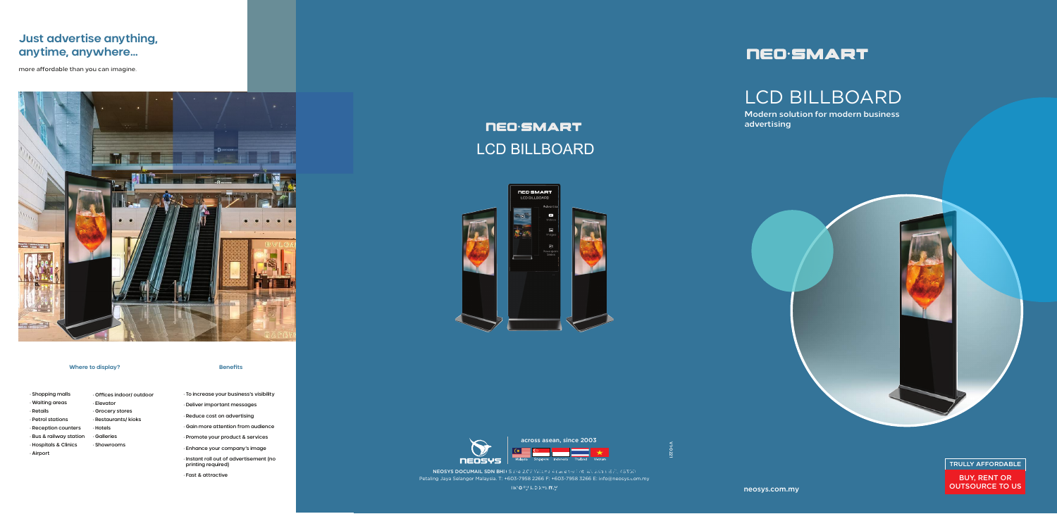## Just advertise anything, anytime, anywhere...

more affordable than you can imagine.

### Where to display?

- Shopping malls
- Waiting areas
- Retails
- Petrol stations
- Reception counters
- Bus & railway station
- Hospitals & Clinics
- Airport
- Offices indoor/ outdoor
- Elevator
- Grocery stores
- Restaurants/ kiosks
- Hotels
- Galleries
- Showrooms

### Benefits

- To increase your business's visibility
- Deliver important messages
- Reduce cost on advertising
- Gain more attention from audience
- Promote your product & services
- Enhance your company's image
- Instant roll out of advertisement (no printing required)
- Fast & attractive

# NEO·SMART LCD BILLBOARD

across asean, since 2003

Malaysia Singapore Indonesia Thailand Vietnam

**NEOSYS DOCUMAIL SDN BHD** Suite 2.07 Wisma Lagenda ... Petaling Jaya Selangor Malaysia. T: +603-7958 2266 F: +603-7958 3266 E: info@neosys.com.my

neosys.com.my

V1.0221

# NEO·SMART

# LCD BILLBOARD

**Modern solution for modern business advertising**

TRULLY AFFORDABLE

BUY, RENT OR OUTSOURCE TO US

neosys.com.my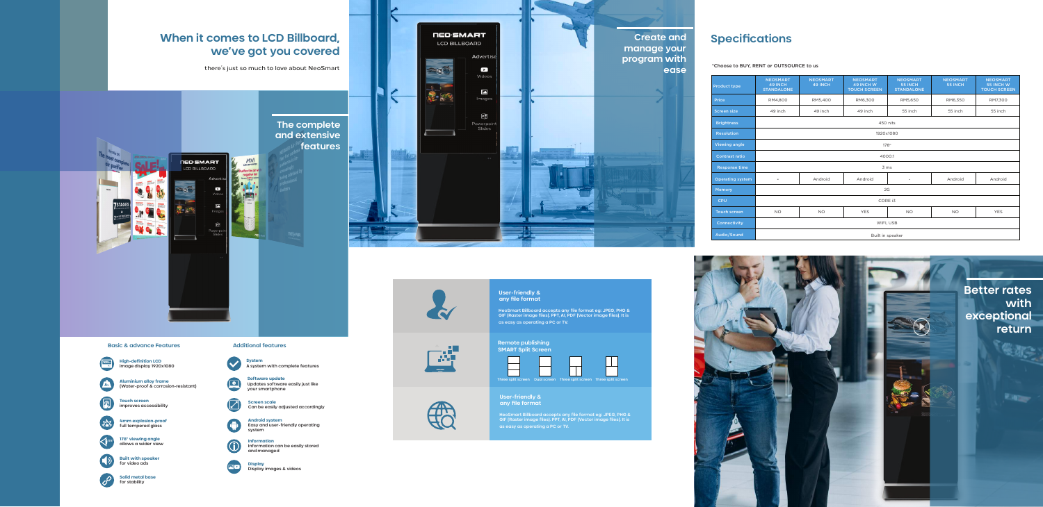## When it comes to LCD Billboard, we've got you covered

there's just so much to love about NeoSmart

### The complete and extensive features

#### Basic & advance Features

- **High-definition LCD** image display 1920x1080
- **Aluminium alloy frame** (Water-proof & corrosion-resistant)
- **Touch screen** improves accessibility
- **4mm explosion-proof** full tempered glass
- **178° viewing angle** allows a wider view
- **Built with speaker** for video ads
- **Solid metal base** for stability

#### Additional features

- **System** A system with complete features
- **Software update** Updates software easily just like your smartphone
- **Screen scale** Can be easily adjusted accordingly
- **Android system** Easy and user-friendly operating system
- **Information** Information can be easily stored and managed
- **Display** Display images & videos

### Create and manage your program with ease

**User-friendly & any file format**

NeoSmart Billboard accepts any file format eg: JPEG, PNG & GIF (Raster image files). PPT, AI, PDF (Vector image files). It is as easy as operating a PC or TV.

**Remote publishing SMART Split Screen**

Three split screen · Dual screen · Three split screen · Three split screen

**User-friendly & any file format**

NeoSmart Billboard accepts any file format eg: JPEG, PNG & GIF (Raster image files). PPT, AI, PDF (Vector image files). It is as easy as operating a PC or TV.

## Specifications

*Choose to BUY, RENT or OUTSOURCE to us

| Product type | NEOSMART 49 INCH STANDALONE | NEOSMART 49 INCH | NEOSMART 49 INCH W TOUCH SCREEN | NEOSMART 55 INCH STANDALONE | NEOSMART 55 INCH | NEOSMART 55 INCH W TOUCH SCREEN |
|---|---|---|---|---|---|---|
| Price | RM4,800 | RM5,400 | RM6,300 | RM5,650 | RM6,350 | RM7,300 |
| Screen size | 49 inch | 49 inch | 49 inch | 55 inch | 55 inch | 55 inch |
| Brightness | 450 nits | | | | | |
| Resolution | 1920x1080 | | | | | |
| Viewing angle | 178° | | | | | |
| Contrast ratio | 4000:1 | | | | | |
| Response time | 3 ms | | | | | |
| Operating system | - | Android | Android | - | Android | Android |
| Memory | 2G | | | | | |
| CPU | CORE i3 | | | | | |
| Touch screen | NO | NO | YES | NO | NO | YES |
| Connectivity | WIFI, USB | | | | | |
| Audio/Sound | Built in speaker | | | | | |

### Better rates with exceptional return